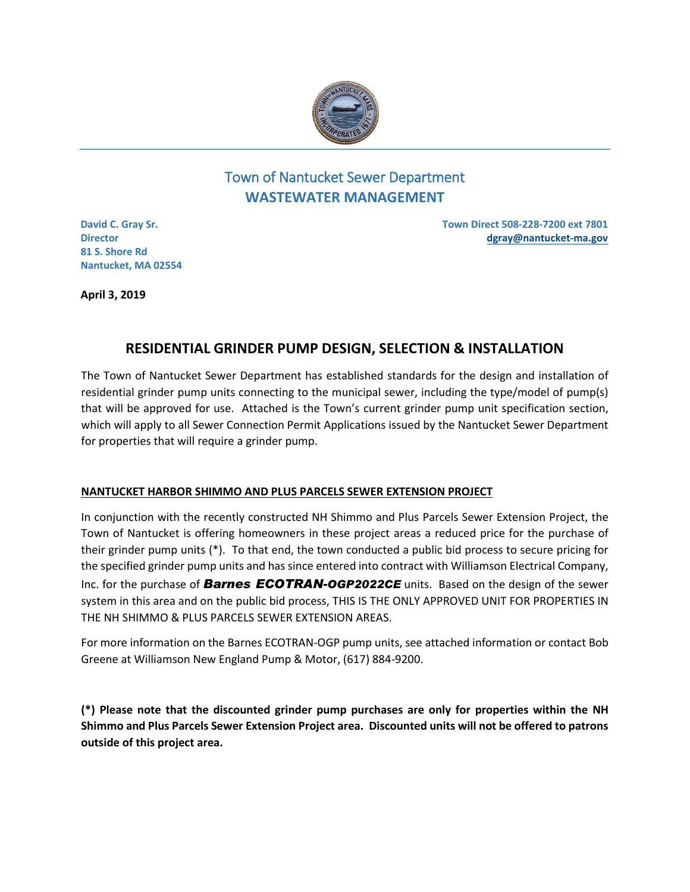# Town of Nantucket Sewer Department
## WASTEWATER MANAGEMENT

**David C. Gray Sr.**
**Director**
**81 S. Shore Rd**
**Nantucket, MA 02554**

**Town Direct 508-228-7200 ext 7801**
**dgray@nantucket-ma.gov**

**April 3, 2019**

## RESIDENTIAL GRINDER PUMP DESIGN, SELECTION & INSTALLATION

The Town of Nantucket Sewer Department has established standards for the design and installation of residential grinder pump units connecting to the municipal sewer, including the type/model of pump(s) that will be approved for use. Attached is the Town's current grinder pump unit specification section, which will apply to all Sewer Connection Permit Applications issued by the Nantucket Sewer Department for properties that will require a grinder pump.

**NANTUCKET HARBOR SHIMMO AND PLUS PARCELS SEWER EXTENSION PROJECT**

In conjunction with the recently constructed NH Shimmo and Plus Parcels Sewer Extension Project, the Town of Nantucket is offering homeowners in these project areas a reduced price for the purchase of their grinder pump units (*). To that end, the town conducted a public bid process to secure pricing for the specified grinder pump units and has since entered into contract with Williamson Electrical Company, Inc. for the purchase of ***Barnes ECOTRAN-OGP2022CE*** units. Based on the design of the sewer system in this area and on the public bid process, THIS IS THE ONLY APPROVED UNIT FOR PROPERTIES IN THE NH SHIMMO & PLUS PARCELS SEWER EXTENSION AREAS.

For more information on the Barnes ECOTRAN-OGP pump units, see attached information or contact Bob Greene at Williamson New England Pump & Motor, (617) 884-9200.

**(*) Please note that the discounted grinder pump purchases are only for properties within the NH Shimmo and Plus Parcels Sewer Extension Project area. Discounted units will not be offered to patrons outside of this project area.**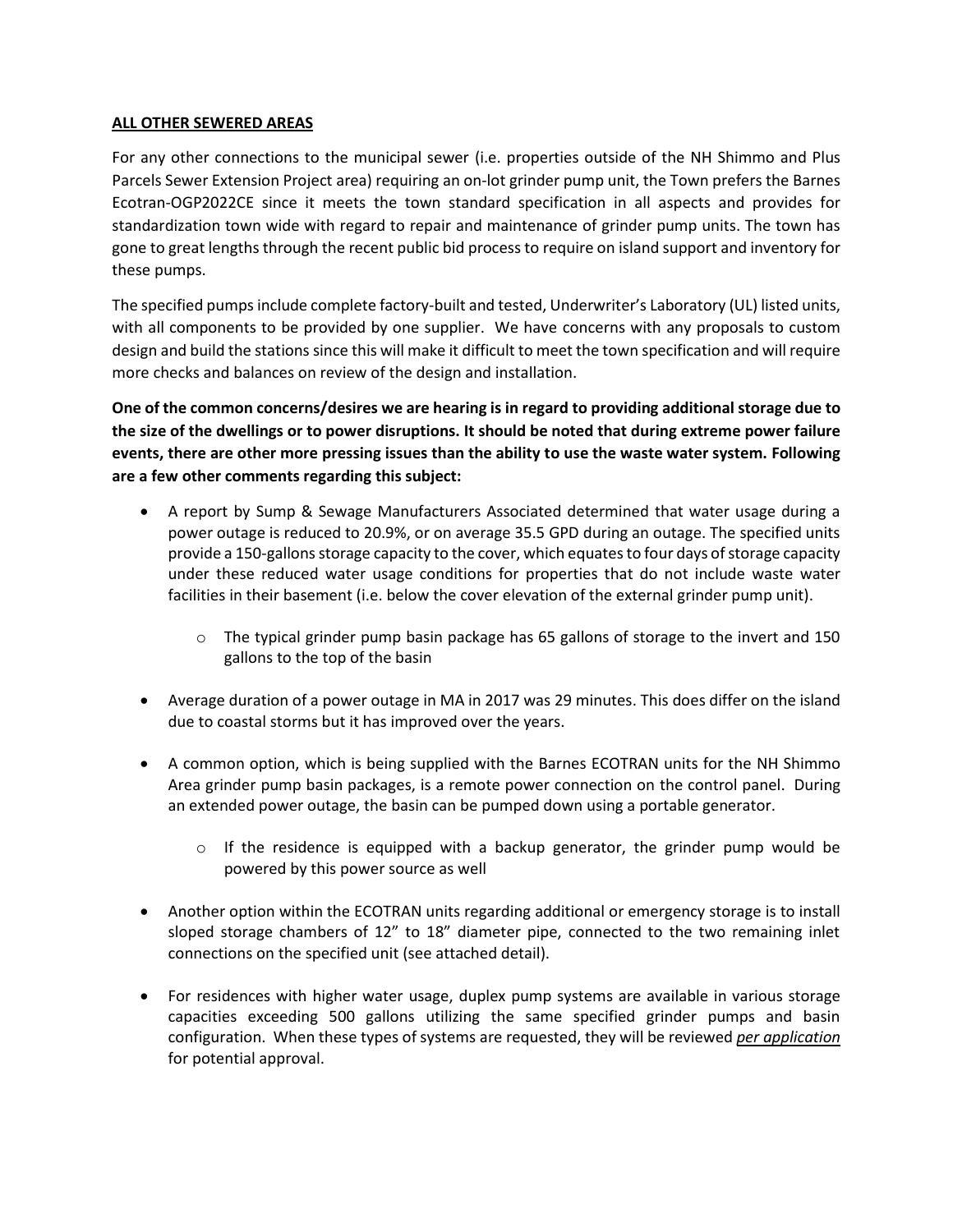## **ALL OTHER SEWERED AREAS**

For any other connections to the municipal sewer (i.e. properties outside of the NH Shimmo and Plus Parcels Sewer Extension Project area) requiring an on-lot grinder pump unit, the Town prefers the Barnes Ecotran-OGP2022CE since it meets the town standard specification in all aspects and provides for standardization town wide with regard to repair and maintenance of grinder pump units. The town has gone to great lengths through the recent public bid process to require on island support and inventory for these pumps.

The specified pumps include complete factory-built and tested, Underwriter's Laboratory (UL) listed units, with all components to be provided by one supplier. We have concerns with any proposals to custom design and build the stations since this will make it difficult to meet the town specification and will require more checks and balances on review of the design and installation.

**One of the common concerns/desires we are hearing is in regard to providing additional storage due to the size of the dwellings or to power disruptions. It should be noted that during extreme power failure events, there are other more pressing issues than the ability to use the waste water system. Following are a few other comments regarding this subject:**

- A report by Sump & Sewage Manufacturers Associated determined that water usage during a power outage is reduced to 20.9%, or on average 35.5 GPD during an outage. The specified units provide a 150-gallons storage capacity to the cover, which equates to four days of storage capacity under these reduced water usage conditions for properties that do not include waste water facilities in their basement (i.e. below the cover elevation of the external grinder pump unit).
    - The typical grinder pump basin package has 65 gallons of storage to the invert and 150 gallons to the top of the basin
- Average duration of a power outage in MA in 2017 was 29 minutes. This does differ on the island due to coastal storms but it has improved over the years.
- A common option, which is being supplied with the Barnes ECOTRAN units for the NH Shimmo Area grinder pump basin packages, is a remote power connection on the control panel. During an extended power outage, the basin can be pumped down using a portable generator.
    - If the residence is equipped with a backup generator, the grinder pump would be powered by this power source as well
- Another option within the ECOTRAN units regarding additional or emergency storage is to install sloped storage chambers of 12" to 18" diameter pipe, connected to the two remaining inlet connections on the specified unit (see attached detail).
- For residences with higher water usage, duplex pump systems are available in various storage capacities exceeding 500 gallons utilizing the same specified grinder pumps and basin configuration. When these types of systems are requested, they will be reviewed ***per application*** for potential approval.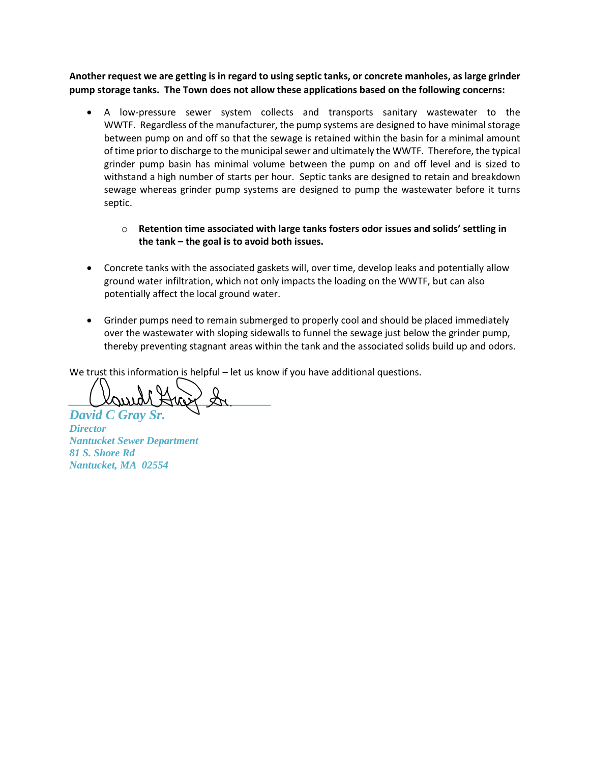**Another request we are getting is in regard to using septic tanks, or concrete manholes, as large grinder pump storage tanks. The Town does not allow these applications based on the following concerns:**

- A low-pressure sewer system collects and transports sanitary wastewater to the WWTF. Regardless of the manufacturer, the pump systems are designed to have minimal storage between pump on and off so that the sewage is retained within the basin for a minimal amount of time prior to discharge to the municipal sewer and ultimately the WWTF. Therefore, the typical grinder pump basin has minimal volume between the pump on and off level and is sized to withstand a high number of starts per hour. Septic tanks are designed to retain and breakdown sewage whereas grinder pump systems are designed to pump the wastewater before it turns septic.
    - **Retention time associated with large tanks fosters odor issues and solids' settling in the tank – the goal is to avoid both issues.**
- Concrete tanks with the associated gaskets will, over time, develop leaks and potentially allow ground water infiltration, which not only impacts the loading on the WWTF, but can also potentially affect the local ground water.
- Grinder pumps need to remain submerged to properly cool and should be placed immediately over the wastewater with sloping sidewalls to funnel the sewage just below the grinder pump, thereby preventing stagnant areas within the tank and the associated solids build up and odors.

We trust this information is helpful – let us know if you have additional questions.

***David C Gray Sr.***
*Director*
*Nantucket Sewer Department*
*81 S. Shore Rd*
*Nantucket, MA 02554*